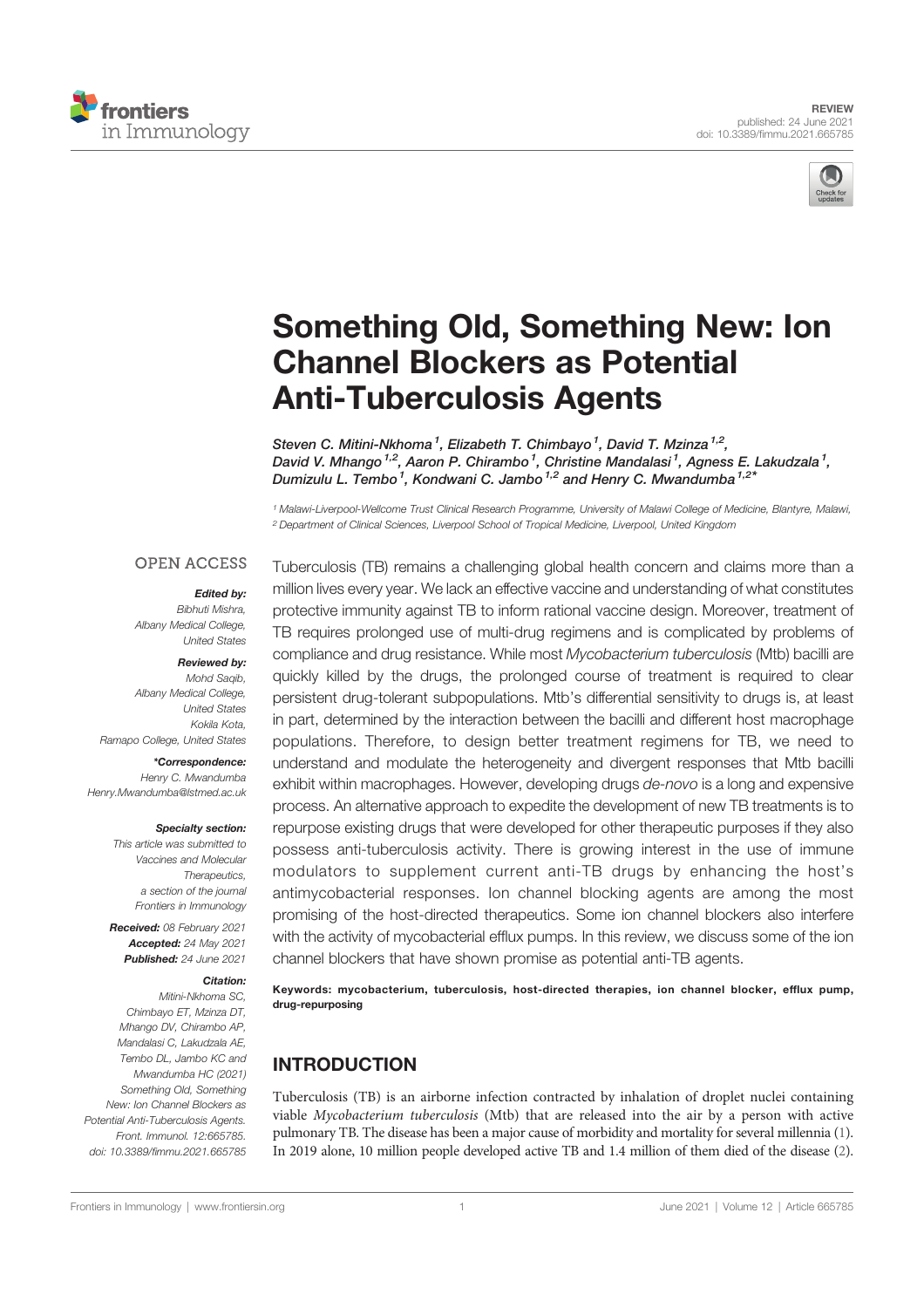REVIEW
published: 24 June 2021
doi: 10.3389/fimmu.2021.665785

# Something Old, Something New: Ion Channel Blockers as Potential Anti-Tuberculosis Agents

Steven C. Mitini-Nkhoma[1], Elizabeth T. Chimbayo[1], David T. Mzinza[1,2], David V. Mhango[1,2], Aaron P. Chirambo[1], Christine Mandalasi[1], Agness E. Lakudzala[1], Dumizulu L. Tembo[1], Kondwani C. Jambo[1,2] and Henry C. Mwandumba[1,2*]

[1] Malawi-Liverpool-Wellcome Trust Clinical Research Programme, University of Malawi College of Medicine, Blantyre, Malawi, [2] Department of Clinical Sciences, Liverpool School of Tropical Medicine, Liverpool, United Kingdom

OPEN ACCESS

**Edited by:**
Bibhuti Mishra,
Albany Medical College,
United States

**Reviewed by:**
Mohd Saqib,
Albany Medical College,
United States
Kokila Kota,
Ramapo College, United States

***Correspondence:**
Henry C. Mwandumba
Henry.Mwandumba@lstmed.ac.uk

**Specialty section:**
This article was submitted to Vaccines and Molecular Therapeutics,
a section of the journal Frontiers in Immunology

**Received:** 08 February 2021
**Accepted:** 24 May 2021
**Published:** 24 June 2021

**Citation:**
Mitini-Nkhoma SC, Chimbayo ET, Mzinza DT, Mhango DV, Chirambo AP, Mandalasi C, Lakudzala AE, Tembo DL, Jambo KC and Mwandumba HC (2021) Something Old, Something New: Ion Channel Blockers as Potential Anti-Tuberculosis Agents. Front. Immunol. 12:665785. doi: 10.3389/fimmu.2021.665785

Tuberculosis (TB) remains a challenging global health concern and claims more than a million lives every year. We lack an effective vaccine and understanding of what constitutes protective immunity against TB to inform rational vaccine design. Moreover, treatment of TB requires prolonged use of multi-drug regimens and is complicated by problems of compliance and drug resistance. While most *Mycobacterium tuberculosis* (Mtb) bacilli are quickly killed by the drugs, the prolonged course of treatment is required to clear persistent drug-tolerant subpopulations. Mtb's differential sensitivity to drugs is, at least in part, determined by the interaction between the bacilli and different host macrophage populations. Therefore, to design better treatment regimens for TB, we need to understand and modulate the heterogeneity and divergent responses that Mtb bacilli exhibit within macrophages. However, developing drugs *de-novo* is a long and expensive process. An alternative approach to expedite the development of new TB treatments is to repurpose existing drugs that were developed for other therapeutic purposes if they also possess anti-tuberculosis activity. There is growing interest in the use of immune modulators to supplement current anti-TB drugs by enhancing the host's antimycobacterial responses. Ion channel blocking agents are among the most promising of the host-directed therapeutics. Some ion channel blockers also interfere with the activity of mycobacterial efflux pumps. In this review, we discuss some of the ion channel blockers that have shown promise as potential anti-TB agents.

**Keywords: mycobacterium, tuberculosis, host-directed therapies, ion channel blocker, efflux pump, drug-repurposing**

## INTRODUCTION

Tuberculosis (TB) is an airborne infection contracted by inhalation of droplet nuclei containing viable *Mycobacterium tuberculosis* (Mtb) that are released into the air by a person with active pulmonary TB. The disease has been a major cause of morbidity and mortality for several millennia (1). In 2019 alone, 10 million people developed active TB and 1.4 million of them died of the disease (2).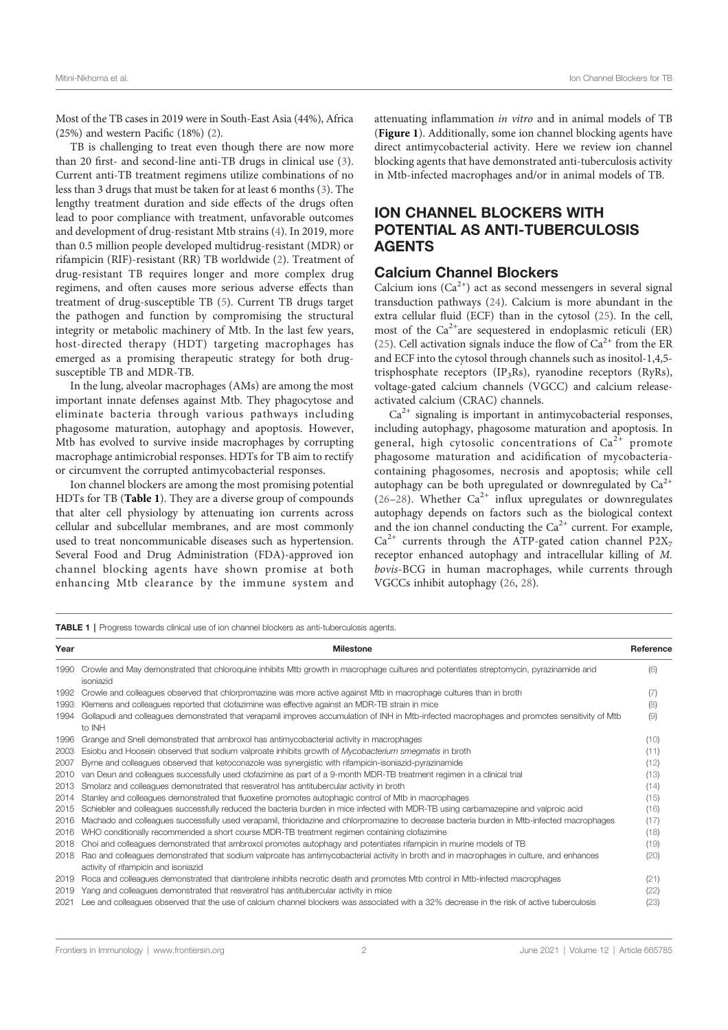Most of the TB cases in 2019 were in South-East Asia (44%), Africa (25%) and western Pacific (18%) (2).

TB is challenging to treat even though there are now more than 20 first- and second-line anti-TB drugs in clinical use (3). Current anti-TB treatment regimens utilize combinations of no less than 3 drugs that must be taken for at least 6 months (3). The lengthy treatment duration and side effects of the drugs often lead to poor compliance with treatment, unfavorable outcomes and development of drug-resistant Mtb strains (4). In 2019, more than 0.5 million people developed multidrug-resistant (MDR) or rifampicin (RIF)-resistant (RR) TB worldwide (2). Treatment of drug-resistant TB requires longer and more complex drug regimens, and often causes more serious adverse effects than treatment of drug-susceptible TB (5). Current TB drugs target the pathogen and function by compromising the structural integrity or metabolic machinery of Mtb. In the last few years, host-directed therapy (HDT) targeting macrophages has emerged as a promising therapeutic strategy for both drug-susceptible TB and MDR-TB.

In the lung, alveolar macrophages (AMs) are among the most important innate defenses against Mtb. They phagocytose and eliminate bacteria through various pathways including phagosome maturation, autophagy and apoptosis. However, Mtb has evolved to survive inside macrophages by corrupting macrophage antimicrobial responses. HDTs for TB aim to rectify or circumvent the corrupted antimycobacterial responses.

Ion channel blockers are among the most promising potential HDTs for TB (**Table 1**). They are a diverse group of compounds that alter cell physiology by attenuating ion currents across cellular and subcellular membranes, and are most commonly used to treat noncommunicable diseases such as hypertension. Several Food and Drug Administration (FDA)-approved ion channel blocking agents have shown promise at both enhancing Mtb clearance by the immune system and attenuating inflammation *in vitro* and in animal models of TB (**Figure 1**). Additionally, some ion channel blocking agents have direct antimycobacterial activity. Here we review ion channel blocking agents that have demonstrated anti-tuberculosis activity in Mtb-infected macrophages and/or in animal models of TB.

## ION CHANNEL BLOCKERS WITH POTENTIAL AS ANTI-TUBERCULOSIS AGENTS

### Calcium Channel Blockers

Calcium ions ($Ca^{2+}$) act as second messengers in several signal transduction pathways (24). Calcium is more abundant in the extra cellular fluid (ECF) than in the cytosol (25). In the cell, most of the $Ca^{2+}$are sequestered in endoplasmic reticuli (ER) (25). Cell activation signals induce the flow of $Ca^{2+}$ from the ER and ECF into the cytosol through channels such as inositol-1,4,5-trisphosphate receptors ($IP_3Rs$), ryanodine receptors (RyRs), voltage-gated calcium channels (VGCC) and calcium release-activated calcium (CRAC) channels.

$Ca^{2+}$ signaling is important in antimycobacterial responses, including autophagy, phagosome maturation and apoptosis. In general, high cytosolic concentrations of $Ca^{2+}$ promote phagosome maturation and acidification of mycobacteria-containing phagosomes, necrosis and apoptosis; while cell autophagy can be both upregulated or downregulated by $Ca^{2+}$ (26–28). Whether $Ca^{2+}$ influx upregulates or downregulates autophagy depends on factors such as the biological context and the ion channel conducting the $Ca^{2+}$ current. For example, $Ca^{2+}$ currents through the ATP-gated cation channel $P2X_7$ receptor enhanced autophagy and intracellular killing of *M. bovis*-BCG in human macrophages, while currents through VGCCs inhibit autophagy (26, 28).

**TABLE 1** | Progress towards clinical use of ion channel blockers as anti-tuberculosis agents.

| Year | Milestone | Reference |
|---|---|---|
| 1990 | Crowle and May demonstrated that chloroquine inhibits Mtb growth in macrophage cultures and potentiates streptomycin, pyrazinamide and isoniazid | (6) |
| 1992 | Crowle and colleagues observed that chlorpromazine was more active against Mtb in macrophage cultures than in broth | (7) |
| 1993 | Klemens and colleagues reported that clofazimine was effective against an MDR-TB strain in mice | (8) |
| 1994 | Gollapudi and colleagues demonstrated that verapamil improves accumulation of INH in Mtb-infected macrophages and promotes sensitivity of Mtb to INH | (9) |
| 1996 | Grange and Snell demonstrated that ambroxol has antimycobacterial activity in macrophages | (10) |
| 2003 | Esiobu and Hoosein observed that sodium valproate inhibits growth of *Mycobacterium smegmatis* in broth | (11) |
| 2007 | Byrne and colleagues observed that ketoconazole was synergistic with rifampicin-isoniazid-pyrazinamide | (12) |
| 2010 | van Deun and colleagues successfully used clofazimine as part of a 9-month MDR-TB treatment regimen in a clinical trial | (13) |
| 2013 | Smolarz and colleagues demonstrated that resveratrol has antitubercular activity in broth | (14) |
| 2014 | Stanley and colleagues demonstrated that fluoxetine promotes autophagic control of Mtb in macrophages | (15) |
| 2015 | Schiebler and colleagues successfully reduced the bacteria burden in mice infected with MDR-TB using carbamazepine and valproic acid | (16) |
| 2016 | Machado and colleagues successfully used verapamil, thioridazine and chlorpromazine to decrease bacteria burden in Mtb-infected macrophages | (17) |
| 2016 | WHO conditionally recommended a short course MDR-TB treatment regimen containing clofazimine | (18) |
| 2018 | Choi and colleagues demonstrated that ambroxol promotes autophagy and potentiates rifampicin in murine models of TB | (19) |
| 2018 | Rao and colleagues demonstrated that sodium valproate has antimycobacterial activity in broth and in macrophages in culture, and enhances activity of rifampicin and isoniazid | (20) |
| 2019 | Roca and colleagues demonstrated that dantrolene inhibits necrotic death and promotes Mtb control in Mtb-infected macrophages | (21) |
| 2019 | Yang and colleagues demonstrated that resveratrol has antitubercular activity in mice | (22) |
| 2021 | Lee and colleagues observed that the use of calcium channel blockers was associated with a 32% decrease in the risk of active tuberculosis | (23) |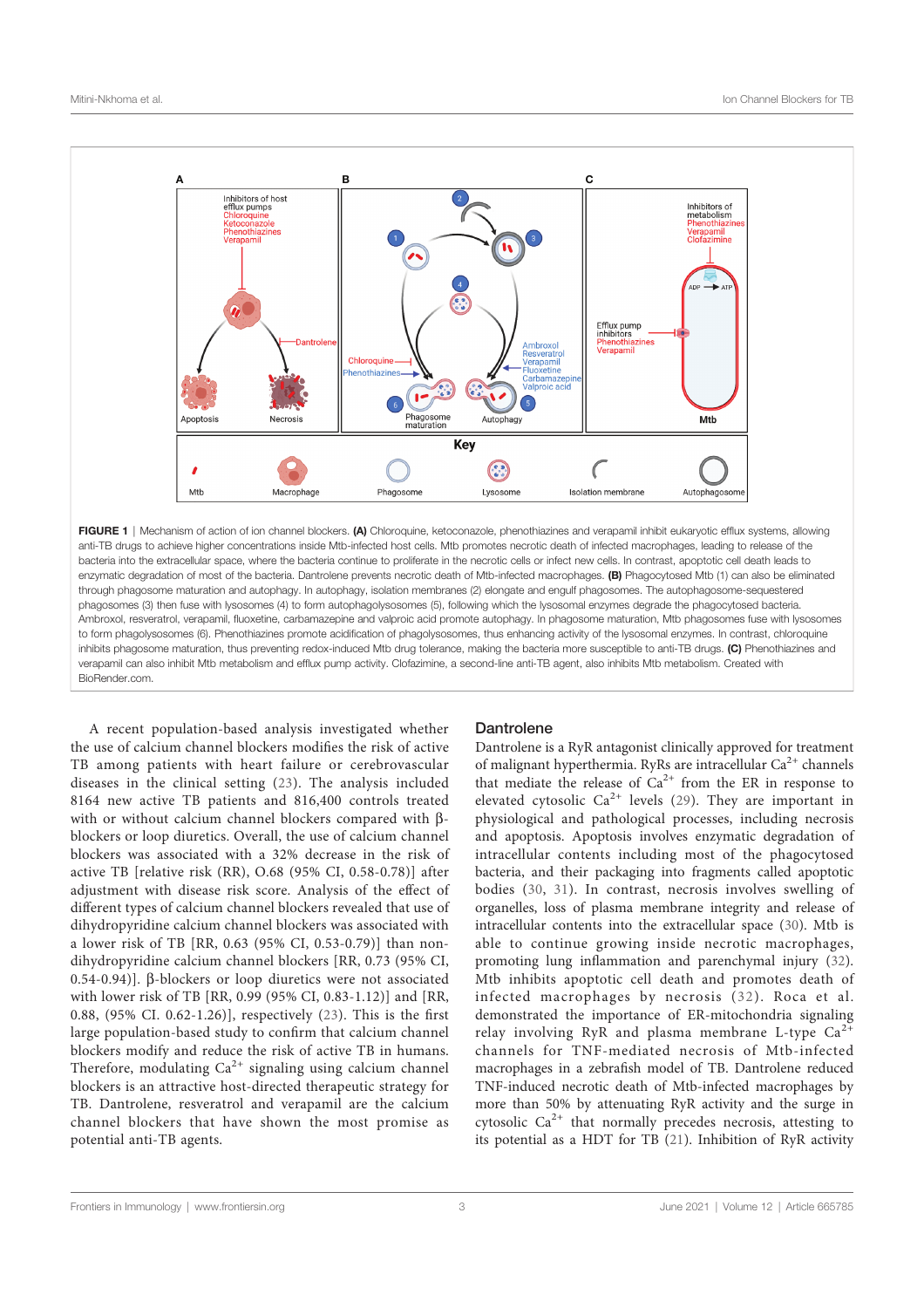**FIGURE 1** | Mechanism of action of ion channel blockers. **(A)** Chloroquine, ketoconazole, phenothiazines and verapamil inhibit eukaryotic efflux systems, allowing anti-TB drugs to achieve higher concentrations inside Mtb-infected host cells. Mtb promotes necrotic death of infected macrophages, leading to release of the bacteria into the extracellular space, where the bacteria continue to proliferate in the necrotic cells or infect new cells. In contrast, apoptotic cell death leads to enzymatic degradation of most of the bacteria. Dantrolene prevents necrotic death of Mtb-infected macrophages. **(B)** Phagocytosed Mtb (1) can also be eliminated through phagosome maturation and autophagy. In autophagy, isolation membranes (2) elongate and engulf phagosomes. The autophagosome-sequestered phagosomes (3) then fuse with lysosomes (4) to form autophagolysosomes (5), following which the lysosomal enzymes degrade the phagocytosed bacteria. Ambroxol, resveratrol, verapamil, fluoxetine, carbamazepine and valproic acid promote autophagy. In phagosome maturation, Mtb phagosomes fuse with lysosomes to form phagolysosomes (6). Phenothiazines promote acidification of phagolysosomes, thus enhancing activity of the lysosomal enzymes. In contrast, chloroquine inhibits phagosome maturation, thus preventing redox-induced Mtb drug tolerance, making the bacteria more susceptible to anti-TB drugs. **(C)** Phenothiazines and verapamil can also inhibit Mtb metabolism and efflux pump activity. Clofazimine, a second-line anti-TB agent, also inhibits Mtb metabolism. Created with BioRender.com.

A recent population-based analysis investigated whether the use of calcium channel blockers modifies the risk of active TB among patients with heart failure or cerebrovascular diseases in the clinical setting (23). The analysis included 8164 new active TB patients and 816,400 controls treated with or without calcium channel blockers compared with β-blockers or loop diuretics. Overall, the use of calcium channel blockers was associated with a 32% decrease in the risk of active TB [relative risk (RR), O.68 (95% CI, 0.58-0.78)] after adjustment with disease risk score. Analysis of the effect of different types of calcium channel blockers revealed that use of dihydropyridine calcium channel blockers was associated with a lower risk of TB [RR, 0.63 (95% CI, 0.53-0.79)] than non-dihydropyridine calcium channel blockers [RR, 0.73 (95% CI, 0.54-0.94)]. β-blockers or loop diuretics were not associated with lower risk of TB [RR, 0.99 (95% CI, 0.83-1.12)] and [RR, 0.88, (95% CI. 0.62-1.26)], respectively (23). This is the first large population-based study to confirm that calcium channel blockers modify and reduce the risk of active TB in humans. Therefore, modulating $Ca^{2+}$ signaling using calcium channel blockers is an attractive host-directed therapeutic strategy for TB. Dantrolene, resveratrol and verapamil are the calcium channel blockers that have shown the most promise as potential anti-TB agents.

## Dantrolene

Dantrolene is a RyR antagonist clinically approved for treatment of malignant hyperthermia. RyRs are intracellular $Ca^{2+}$ channels that mediate the release of $Ca^{2+}$ from the ER in response to elevated cytosolic $Ca^{2+}$ levels (29). They are important in physiological and pathological processes, including necrosis and apoptosis. Apoptosis involves enzymatic degradation of intracellular contents including most of the phagocytosed bacteria, and their packaging into fragments called apoptotic bodies (30, 31). In contrast, necrosis involves swelling of organelles, loss of plasma membrane integrity and release of intracellular contents into the extracellular space (30). Mtb is able to continue growing inside necrotic macrophages, promoting lung inflammation and parenchymal injury (32). Mtb inhibits apoptotic cell death and promotes death of infected macrophages by necrosis (32). Roca et al. demonstrated the importance of ER-mitochondria signaling relay involving RyR and plasma membrane L-type $Ca^{2+}$ channels for TNF-mediated necrosis of Mtb-infected macrophages in a zebrafish model of TB. Dantrolene reduced TNF-induced necrotic death of Mtb-infected macrophages by more than 50% by attenuating RyR activity and the surge in cytosolic $Ca^{2+}$ that normally precedes necrosis, attesting to its potential as a HDT for TB (21). Inhibition of RyR activity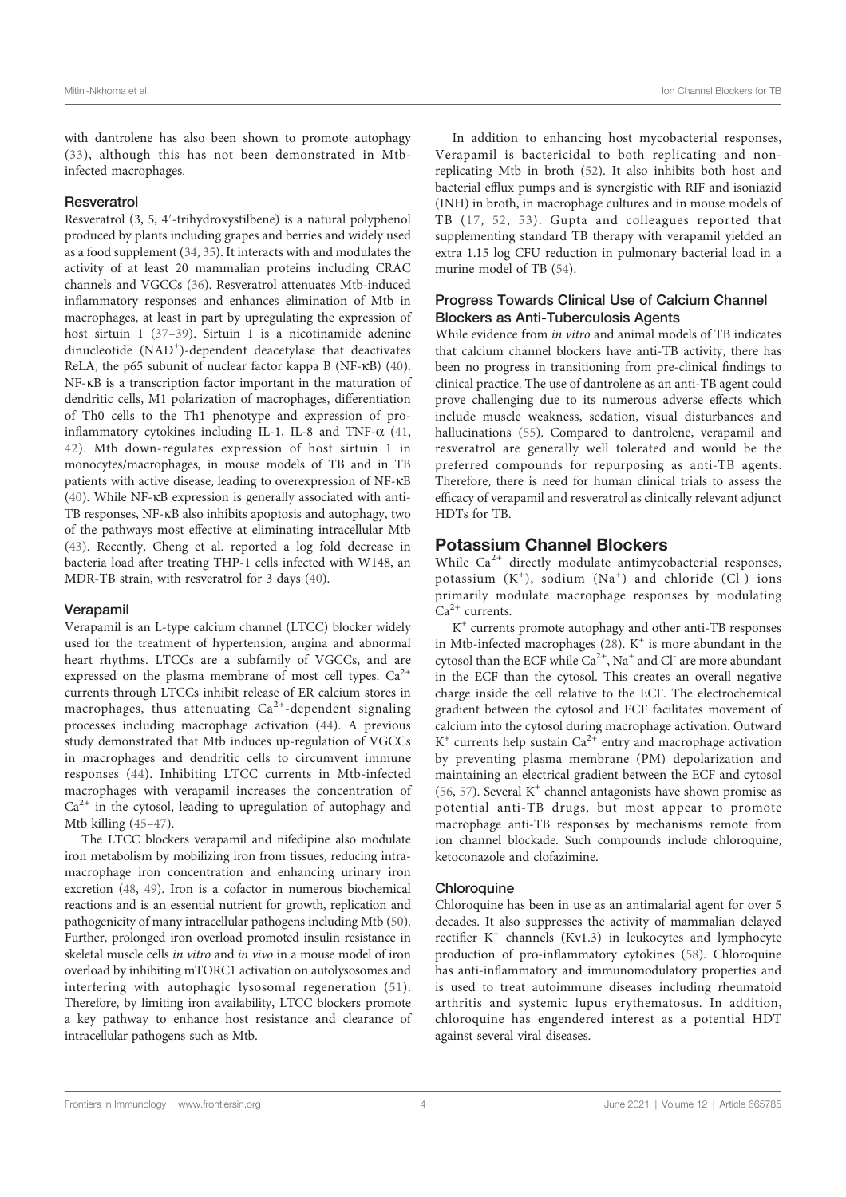with dantrolene has also been shown to promote autophagy (33), although this has not been demonstrated in Mtb-infected macrophages.

### Resveratrol

Resveratrol (3, 5, 4′-trihydroxystilbene) is a natural polyphenol produced by plants including grapes and berries and widely used as a food supplement (34, 35). It interacts with and modulates the activity of at least 20 mammalian proteins including CRAC channels and VGCCs (36). Resveratrol attenuates Mtb-induced inflammatory responses and enhances elimination of Mtb in macrophages, at least in part by upregulating the expression of host sirtuin 1 (37–39). Sirtuin 1 is a nicotinamide adenine dinucleotide ($NAD^+$)-dependent deacetylase that deactivates ReLA, the p65 subunit of nuclear factor kappa B (NF-κB) (40). NF-κB is a transcription factor important in the maturation of dendritic cells, M1 polarization of macrophages, differentiation of Th0 cells to the Th1 phenotype and expression of pro-inflammatory cytokines including IL-1, IL-8 and TNF-α (41, 42). Mtb down-regulates expression of host sirtuin 1 in monocytes/macrophages, in mouse models of TB and in TB patients with active disease, leading to overexpression of NF-κB (40). While NF-κB expression is generally associated with anti-TB responses, NF-κB also inhibits apoptosis and autophagy, two of the pathways most effective at eliminating intracellular Mtb (43). Recently, Cheng et al. reported a log fold decrease in bacteria load after treating THP-1 cells infected with W148, an MDR-TB strain, with resveratrol for 3 days (40).

### Verapamil

Verapamil is an L-type calcium channel (LTCC) blocker widely used for the treatment of hypertension, angina and abnormal heart rhythms. LTCCs are a subfamily of VGCCs, and are expressed on the plasma membrane of most cell types. $Ca^{2+}$ currents through LTCCs inhibit release of ER calcium stores in macrophages, thus attenuating $Ca^{2+}$-dependent signaling processes including macrophage activation (44). A previous study demonstrated that Mtb induces up-regulation of VGCCs in macrophages and dendritic cells to circumvent immune responses (44). Inhibiting LTCC currents in Mtb-infected macrophages with verapamil increases the concentration of $Ca^{2+}$ in the cytosol, leading to upregulation of autophagy and Mtb killing (45–47).

The LTCC blockers verapamil and nifedipine also modulate iron metabolism by mobilizing iron from tissues, reducing intra-macrophage iron concentration and enhancing urinary iron excretion (48, 49). Iron is a cofactor in numerous biochemical reactions and is an essential nutrient for growth, replication and pathogenicity of many intracellular pathogens including Mtb (50). Further, prolonged iron overload promoted insulin resistance in skeletal muscle cells *in vitro* and *in vivo* in a mouse model of iron overload by inhibiting mTORC1 activation on autolysosomes and interfering with autophagic lysosomal regeneration (51). Therefore, by limiting iron availability, LTCC blockers promote a key pathway to enhance host resistance and clearance of intracellular pathogens such as Mtb.

In addition to enhancing host mycobacterial responses, Verapamil is bactericidal to both replicating and non-replicating Mtb in broth (52). It also inhibits both host and bacterial efflux pumps and is synergistic with RIF and isoniazid (INH) in broth, in macrophage cultures and in mouse models of TB (17, 52, 53). Gupta and colleagues reported that supplementing standard TB therapy with verapamil yielded an extra 1.15 log CFU reduction in pulmonary bacterial load in a murine model of TB (54).

### Progress Towards Clinical Use of Calcium Channel Blockers as Anti-Tuberculosis Agents

While evidence from *in vitro* and animal models of TB indicates that calcium channel blockers have anti-TB activity, there has been no progress in transitioning from pre-clinical findings to clinical practice. The use of dantrolene as an anti-TB agent could prove challenging due to its numerous adverse effects which include muscle weakness, sedation, visual disturbances and hallucinations (55). Compared to dantrolene, verapamil and resveratrol are generally well tolerated and would be the preferred compounds for repurposing as anti-TB agents. Therefore, there is need for human clinical trials to assess the efficacy of verapamil and resveratrol as clinically relevant adjunct HDTs for TB.

## Potassium Channel Blockers

While $Ca^{2+}$ directly modulate antimycobacterial responses, potassium ($K^+$), sodium ($Na^+$) and chloride ($Cl^-$) ions primarily modulate macrophage responses by modulating $Ca^{2+}$ currents.

$K^+$ currents promote autophagy and other anti-TB responses in Mtb-infected macrophages (28). $K^+$ is more abundant in the cytosol than the ECF while $Ca^{2+}$, $Na^+$ and $Cl^-$ are more abundant in the ECF than the cytosol. This creates an overall negative charge inside the cell relative to the ECF. The electrochemical gradient between the cytosol and ECF facilitates movement of calcium into the cytosol during macrophage activation. Outward $K^+$ currents help sustain $Ca^{2+}$ entry and macrophage activation by preventing plasma membrane (PM) depolarization and maintaining an electrical gradient between the ECF and cytosol (56, 57). Several $K^+$ channel antagonists have shown promise as potential anti-TB drugs, but most appear to promote macrophage anti-TB responses by mechanisms remote from ion channel blockade. Such compounds include chloroquine, ketoconazole and clofazimine.

### Chloroquine

Chloroquine has been in use as an antimalarial agent for over 5 decades. It also suppresses the activity of mammalian delayed rectifier $K^+$ channels (Kv1.3) in leukocytes and lymphocyte production of pro-inflammatory cytokines (58). Chloroquine has anti-inflammatory and immunomodulatory properties and is used to treat autoimmune diseases including rheumatoid arthritis and systemic lupus erythematosus. In addition, chloroquine has engendered interest as a potential HDT against several viral diseases.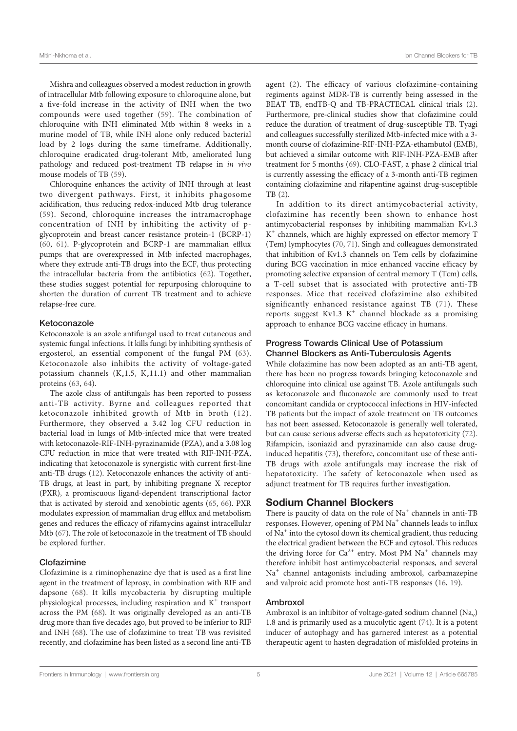Mishra and colleagues observed a modest reduction in growth of intracellular Mtb following exposure to chloroquine alone, but a five-fold increase in the activity of INH when the two compounds were used together (59). The combination of chloroquine with INH eliminated Mtb within 8 weeks in a murine model of TB, while INH alone only reduced bacterial load by 2 logs during the same timeframe. Additionally, chloroquine eradicated drug-tolerant Mtb, ameliorated lung pathology and reduced post-treatment TB relapse in *in vivo* mouse models of TB (59).

Chloroquine enhances the activity of INH through at least two divergent pathways. First, it inhibits phagosome acidification, thus reducing redox-induced Mtb drug tolerance (59). Second, chloroquine increases the intramacrophage concentration of INH by inhibiting the activity of p-glycoprotein and breast cancer resistance protein-1 (BCRP-1) (60, 61). P-glycoprotein and BCRP-1 are mammalian efflux pumps that are overexpressed in Mtb infected macrophages, where they extrude anti-TB drugs into the ECF, thus protecting the intracellular bacteria from the antibiotics (62). Together, these studies suggest potential for repurposing chloroquine to shorten the duration of current TB treatment and to achieve relapse-free cure.

### Ketoconazole

Ketoconazole is an azole antifungal used to treat cutaneous and systemic fungal infections. It kills fungi by inhibiting synthesis of ergosterol, an essential component of the fungal PM (63). Ketoconazole also inhibits the activity of voltage-gated potassium channels ($K_v1.5$, $K_v11.1$) and other mammalian proteins (63, 64).

The azole class of antifungals has been reported to possess anti-TB activity. Byrne and colleagues reported that ketoconazole inhibited growth of Mtb in broth (12). Furthermore, they observed a 3.42 log CFU reduction in bacterial load in lungs of Mtb-infected mice that were treated with ketoconazole-RIF-INH-pyrazinamide (PZA), and a 3.08 log CFU reduction in mice that were treated with RIF-INH-PZA, indicating that ketoconazole is synergistic with current first-line anti-TB drugs (12). Ketoconazole enhances the activity of anti-TB drugs, at least in part, by inhibiting pregnane X receptor (PXR), a promiscuous ligand-dependent transcriptional factor that is activated by steroid and xenobiotic agents (65, 66). PXR modulates expression of mammalian drug efflux and metabolism genes and reduces the efficacy of rifamycins against intracellular Mtb (67). The role of ketoconazole in the treatment of TB should be explored further.

### Clofazimine

Clofazimine is a riminophenazine dye that is used as a first line agent in the treatment of leprosy, in combination with RIF and dapsone (68). It kills mycobacteria by disrupting multiple physiological processes, including respiration and $K^+$ transport across the PM (68). It was originally developed as an anti-TB drug more than five decades ago, but proved to be inferior to RIF and INH (68). The use of clofazimine to treat TB was revisited recently, and clofazimine has been listed as a second line anti-TB agent (2). The efficacy of various clofazimine-containing regiments against MDR-TB is currently being assessed in the BEAT TB, endTB-Q and TB-PRACTECAL clinical trials (2). Furthermore, pre-clinical studies show that clofazimine could reduce the duration of treatment of drug-susceptible TB. Tyagi and colleagues successfully sterilized Mtb-infected mice with a 3-month course of clofazimine-RIF-INH-PZA-ethambutol (EMB), but achieved a similar outcome with RIF-INH-PZA-EMB after treatment for 5 months (69). CLO-FAST, a phase 2 clinical trial is currently assessing the efficacy of a 3-month anti-TB regimen containing clofazimine and rifapentine against drug-susceptible TB (2).

In addition to its direct antimycobacterial activity, clofazimine has recently been shown to enhance host antimycobacterial responses by inhibiting mammalian Kv1.3 $K^+$ channels, which are highly expressed on effector memory T (Tem) lymphocytes (70, 71). Singh and colleagues demonstrated that inhibition of Kv1.3 channels on Tem cells by clofazimine during BCG vaccination in mice enhanced vaccine efficacy by promoting selective expansion of central memory T (Tcm) cells, a T-cell subset that is associated with protective anti-TB responses. Mice that received clofazimine also exhibited significantly enhanced resistance against TB (71). These reports suggest Kv1.3 $K^+$ channel blockade as a promising approach to enhance BCG vaccine efficacy in humans.

### Progress Towards Clinical Use of Potassium Channel Blockers as Anti-Tuberculosis Agents

While clofazimine has now been adopted as an anti-TB agent, there has been no progress towards bringing ketoconazole and chloroquine into clinical use against TB. Azole antifungals such as ketoconazole and fluconazole are commonly used to treat concomitant candida or cryptococcal infections in HIV-infected TB patients but the impact of azole treatment on TB outcomes has not been assessed. Ketoconazole is generally well tolerated, but can cause serious adverse effects such as hepatotoxicity (72). Rifampicin, isoniazid and pyrazinamide can also cause drug-induced hepatitis (73), therefore, concomitant use of these anti-TB drugs with azole antifungals may increase the risk of hepatotoxicity. The safety of ketoconazole when used as adjunct treatment for TB requires further investigation.

## Sodium Channel Blockers

There is paucity of data on the role of $Na^+$ channels in anti-TB responses. However, opening of PM $Na^+$ channels leads to influx of $Na^+$ into the cytosol down its chemical gradient, thus reducing the electrical gradient between the ECF and cytosol. This reduces the driving force for $Ca^{2+}$ entry. Most PM $Na^+$ channels may therefore inhibit host antimycobacterial responses, and several $Na^+$ channel antagonists including ambroxol, carbamazepine and valproic acid promote host anti-TB responses (16, 19).

### Ambroxol

Ambroxol is an inhibitor of voltage-gated sodium channel ($Na_v$) 1.8 and is primarily used as a mucolytic agent (74). It is a potent inducer of autophagy and has garnered interest as a potential therapeutic agent to hasten degradation of misfolded proteins in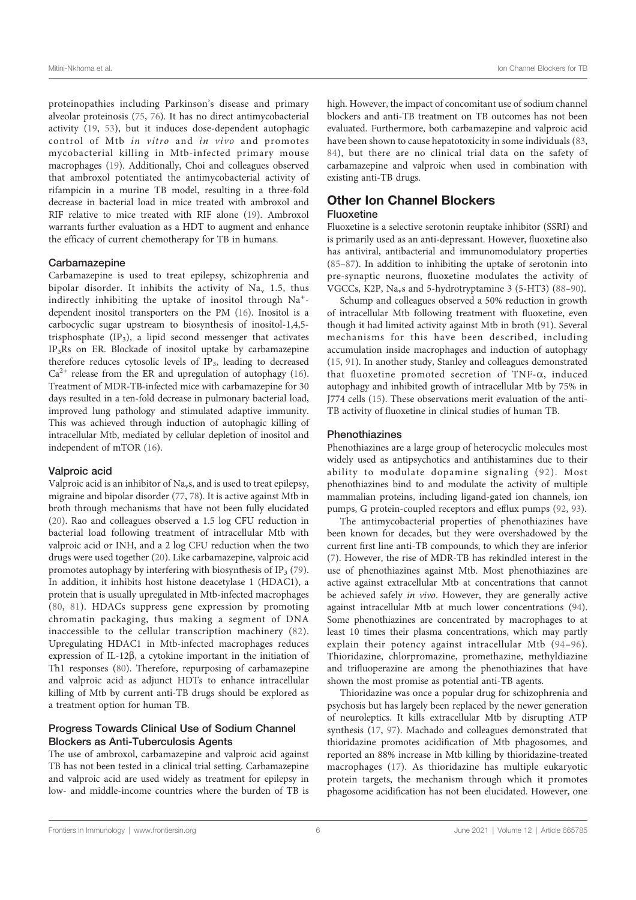proteinopathies including Parkinson's disease and primary alveolar proteinosis (75, 76). It has no direct antimycobacterial activity (19, 53), but it induces dose-dependent autophagic control of Mtb *in vitro* and *in vivo* and promotes mycobacterial killing in Mtb-infected primary mouse macrophages (19). Additionally, Choi and colleagues observed that ambroxol potentiated the antimycobacterial activity of rifampicin in a murine TB model, resulting in a three-fold decrease in bacterial load in mice treated with ambroxol and RIF relative to mice treated with RIF alone (19). Ambroxol warrants further evaluation as a HDT to augment and enhance the efficacy of current chemotherapy for TB in humans.

### Carbamazepine

Carbamazepine is used to treat epilepsy, schizophrenia and bipolar disorder. It inhibits the activity of $Na_v$ 1.5, thus indirectly inhibiting the uptake of inositol through $Na^+$-dependent inositol transporters on the PM (16). Inositol is a carbocyclic sugar upstream to biosynthesis of inositol-1,4,5-trisphosphate ($IP_3$), a lipid second messenger that activates $IP_3$Rs on ER. Blockade of inositol uptake by carbamazepine therefore reduces cytosolic levels of $IP_3$, leading to decreased $Ca^{2+}$ release from the ER and upregulation of autophagy (16). Treatment of MDR-TB-infected mice with carbamazepine for 30 days resulted in a ten-fold decrease in pulmonary bacterial load, improved lung pathology and stimulated adaptive immunity. This was achieved through induction of autophagic killing of intracellular Mtb, mediated by cellular depletion of inositol and independent of mTOR (16).

### Valproic acid

Valproic acid is an inhibitor of $Na_v$s, and is used to treat epilepsy, migraine and bipolar disorder (77, 78). It is active against Mtb in broth through mechanisms that have not been fully elucidated (20). Rao and colleagues observed a 1.5 log CFU reduction in bacterial load following treatment of intracellular Mtb with valproic acid or INH, and a 2 log CFU reduction when the two drugs were used together (20). Like carbamazepine, valproic acid promotes autophagy by interfering with biosynthesis of $IP_3$ (79). In addition, it inhibits host histone deacetylase 1 (HDAC1), a protein that is usually upregulated in Mtb-infected macrophages (80, 81). HDACs suppress gene expression by promoting chromatin packaging, thus making a segment of DNA inaccessible to the cellular transcription machinery (82). Upregulating HDAC1 in Mtb-infected macrophages reduces expression of IL-12β, a cytokine important in the initiation of Th1 responses (80). Therefore, repurposing of carbamazepine and valproic acid as adjunct HDTs to enhance intracellular killing of Mtb by current anti-TB drugs should be explored as a treatment option for human TB.

### Progress Towards Clinical Use of Sodium Channel Blockers as Anti-Tuberculosis Agents

The use of ambroxol, carbamazepine and valproic acid against TB has not been tested in a clinical trial setting. Carbamazepine and valproic acid are used widely as treatment for epilepsy in low- and middle-income countries where the burden of TB is high. However, the impact of concomitant use of sodium channel blockers and anti-TB treatment on TB outcomes has not been evaluated. Furthermore, both carbamazepine and valproic acid have been shown to cause hepatotoxicity in some individuals (83, 84), but there are no clinical trial data on the safety of carbamazepine and valproic when used in combination with existing anti-TB drugs.

## Other Ion Channel Blockers

### Fluoxetine

Fluoxetine is a selective serotonin reuptake inhibitor (SSRI) and is primarily used as an anti-depressant. However, fluoxetine also has antiviral, antibacterial and immunomodulatory properties (85–87). In addition to inhibiting the uptake of serotonin into pre-synaptic neurons, fluoxetine modulates the activity of VGCCs, K2P, $Na_v$s and 5-hydrotryptamine 3 (5-HT3) (88–90).

Schump and colleagues observed a 50% reduction in growth of intracellular Mtb following treatment with fluoxetine, even though it had limited activity against Mtb in broth (91). Several mechanisms for this have been described, including accumulation inside macrophages and induction of autophagy (15, 91). In another study, Stanley and colleagues demonstrated that fluoxetine promoted secretion of TNF-α, induced autophagy and inhibited growth of intracellular Mtb by 75% in J774 cells (15). These observations merit evaluation of the anti-TB activity of fluoxetine in clinical studies of human TB.

### Phenothiazines

Phenothiazines are a large group of heterocyclic molecules most widely used as antipsychotics and antihistamines due to their ability to modulate dopamine signaling (92). Most phenothiazines bind to and modulate the activity of multiple mammalian proteins, including ligand-gated ion channels, ion pumps, G protein-coupled receptors and efflux pumps (92, 93).

The antimycobacterial properties of phenothiazines have been known for decades, but they were overshadowed by the current first line anti-TB compounds, to which they are inferior (7). However, the rise of MDR-TB has rekindled interest in the use of phenothiazines against Mtb. Most phenothiazines are active against extracellular Mtb at concentrations that cannot be achieved safely *in vivo*. However, they are generally active against intracellular Mtb at much lower concentrations (94). Some phenothiazines are concentrated by macrophages to at least 10 times their plasma concentrations, which may partly explain their potency against intracellular Mtb (94–96). Thioridazine, chlorpromazine, promethazine, methyldiazine and trifluoperazine are among the phenothiazines that have shown the most promise as potential anti-TB agents.

Thioridazine was once a popular drug for schizophrenia and psychosis but has largely been replaced by the newer generation of neuroleptics. It kills extracellular Mtb by disrupting ATP synthesis (17, 97). Machado and colleagues demonstrated that thioridazine promotes acidification of Mtb phagosomes, and reported an 88% increase in Mtb killing by thioridazine-treated macrophages (17). As thioridazine has multiple eukaryotic protein targets, the mechanism through which it promotes phagosome acidification has not been elucidated. However, one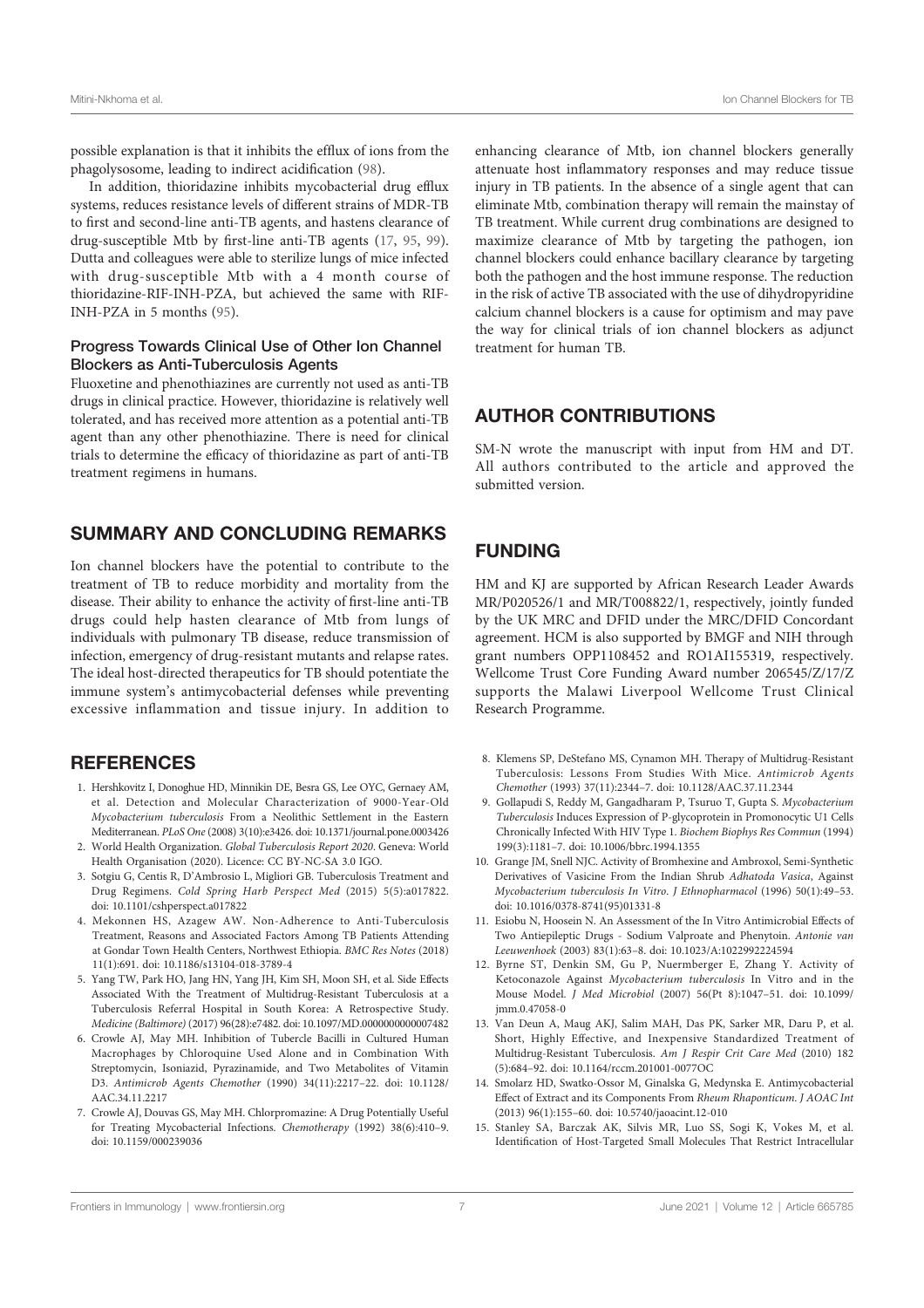possible explanation is that it inhibits the efflux of ions from the phagolysosome, leading to indirect acidification (98).

In addition, thioridazine inhibits mycobacterial drug efflux systems, reduces resistance levels of different strains of MDR-TB to first and second-line anti-TB agents, and hastens clearance of drug-susceptible Mtb by first-line anti-TB agents (17, 95, 99). Dutta and colleagues were able to sterilize lungs of mice infected with drug-susceptible Mtb with a 4 month course of thioridazine-RIF-INH-PZA, but achieved the same with RIF-INH-PZA in 5 months (95).

### Progress Towards Clinical Use of Other Ion Channel Blockers as Anti-Tuberculosis Agents

Fluoxetine and phenothiazines are currently not used as anti-TB drugs in clinical practice. However, thioridazine is relatively well tolerated, and has received more attention as a potential anti-TB agent than any other phenothiazine. There is need for clinical trials to determine the efficacy of thioridazine as part of anti-TB treatment regimens in humans.

## SUMMARY AND CONCLUDING REMARKS

Ion channel blockers have the potential to contribute to the treatment of TB to reduce morbidity and mortality from the disease. Their ability to enhance the activity of first-line anti-TB drugs could help hasten clearance of Mtb from lungs of individuals with pulmonary TB disease, reduce transmission of infection, emergency of drug-resistant mutants and relapse rates. The ideal host-directed therapeutics for TB should potentiate the immune system's antimycobacterial defenses while preventing excessive inflammation and tissue injury. In addition to enhancing clearance of Mtb, ion channel blockers generally attenuate host inflammatory responses and may reduce tissue injury in TB patients. In the absence of a single agent that can eliminate Mtb, combination therapy will remain the mainstay of TB treatment. While current drug combinations are designed to maximize clearance of Mtb by targeting the pathogen, ion channel blockers could enhance bacillary clearance by targeting both the pathogen and the host immune response. The reduction in the risk of active TB associated with the use of dihydropyridine calcium channel blockers is a cause for optimism and may pave the way for clinical trials of ion channel blockers as adjunct treatment for human TB.

## AUTHOR CONTRIBUTIONS

SM-N wrote the manuscript with input from HM and DT. All authors contributed to the article and approved the submitted version.

## FUNDING

HM and KJ are supported by African Research Leader Awards MR/P020526/1 and MR/T008822/1, respectively, jointly funded by the UK MRC and DFID under the MRC/DFID Concordant agreement. HCM is also supported by BMGF and NIH through grant numbers OPP1108452 and RO1AI155319, respectively. Wellcome Trust Core Funding Award number 206545/Z/17/Z supports the Malawi Liverpool Wellcome Trust Clinical Research Programme.

## REFERENCES

1. Hershkovitz I, Donoghue HD, Minnikin DE, Besra GS, Lee OYC, Gernaey AM, et al. Detection and Molecular Characterization of 9000-Year-Old *Mycobacterium tuberculosis* From a Neolithic Settlement in the Eastern Mediterranean. *PLoS One* (2008) 3(10):e3426. doi: 10.1371/journal.pone.0003426
2. World Health Organization. *Global Tuberculosis Report 2020*. Geneva: World Health Organisation (2020). Licence: CC BY-NC-SA 3.0 IGO.
3. Sotgiu G, Centis R, D'Ambrosio L, Migliori GB. Tuberculosis Treatment and Drug Regimens. *Cold Spring Harb Perspect Med* (2015) 5(5):a017822. doi: 10.1101/cshperspect.a017822
4. Mekonnen HS, Azagew AW. Non-Adherence to Anti-Tuberculosis Treatment, Reasons and Associated Factors Among TB Patients Attending at Gondar Town Health Centers, Northwest Ethiopia. *BMC Res Notes* (2018) 11(1):691. doi: 10.1186/s13104-018-3789-4
5. Yang TW, Park HO, Jang HN, Yang JH, Kim SH, Moon SH, et al. Side Effects Associated With the Treatment of Multidrug-Resistant Tuberculosis at a Tuberculosis Referral Hospital in South Korea: A Retrospective Study. *Medicine (Baltimore)* (2017) 96(28):e7482. doi: 10.1097/MD.0000000000007482
6. Crowle AJ, May MH. Inhibition of Tubercle Bacilli in Cultured Human Macrophages by Chloroquine Used Alone and in Combination With Streptomycin, Isoniazid, Pyrazinamide, and Two Metabolites of Vitamin D3. *Antimicrob Agents Chemother* (1990) 34(11):2217–22. doi: 10.1128/AAC.34.11.2217
7. Crowle AJ, Douvas GS, May MH. Chlorpromazine: A Drug Potentially Useful for Treating Mycobacterial Infections. *Chemotherapy* (1992) 38(6):410–9. doi: 10.1159/000239036
8. Klemens SP, DeStefano MS, Cynamon MH. Therapy of Multidrug-Resistant Tuberculosis: Lessons From Studies With Mice. *Antimicrob Agents Chemother* (1993) 37(11):2344–7. doi: 10.1128/AAC.37.11.2344
9. Gollapudi S, Reddy M, Gangadharam P, Tsuruo T, Gupta S. *Mycobacterium Tuberculosis* Induces Expression of P-glycoprotein in Promonocytic U1 Cells Chronically Infected With HIV Type 1. *Biochem Biophys Res Commun* (1994) 199(3):1181–7. doi: 10.1006/bbrc.1994.1355
10. Grange JM, Snell NJC. Activity of Bromhexine and Ambroxol, Semi-Synthetic Derivatives of Vasicine From the Indian Shrub *Adhatoda Vasica*, Against *Mycobacterium tuberculosis In Vitro*. *J Ethnopharmacol* (1996) 50(1):49–53. doi: 10.1016/0378-8741(95)01331-8
11. Esiobu N, Hoosein N. An Assessment of the In Vitro Antimicrobial Effects of Two Antiepileptic Drugs - Sodium Valproate and Phenytoin. *Antonie van Leeuwenhoek* (2003) 83(1):63–8. doi: 10.1023/A:1022992224594
12. Byrne ST, Denkin SM, Gu P, Nuermberger E, Zhang Y. Activity of Ketoconazole Against *Mycobacterium tuberculosis* In Vitro and in the Mouse Model. *J Med Microbiol* (2007) 56(Pt 8):1047–51. doi: 10.1099/jmm.0.47058-0
13. Van Deun A, Maug AKJ, Salim MAH, Das PK, Sarker MR, Daru P, et al. Short, Highly Effective, and Inexpensive Standardized Treatment of Multidrug-Resistant Tuberculosis. *Am J Respir Crit Care Med* (2010) 182 (5):684–92. doi: 10.1164/rccm.201001-0077OC
14. Smolarz HD, Swatko-Ossor M, Ginalska G, Medynska E. Antimycobacterial Effect of Extract and its Components From *Rheum Rhaponticum*. *J AOAC Int* (2013) 96(1):155–60. doi: 10.5740/jaoacint.12-010
15. Stanley SA, Barczak AK, Silvis MR, Luo SS, Sogi K, Vokes M, et al. Identification of Host-Targeted Small Molecules That Restrict Intracellular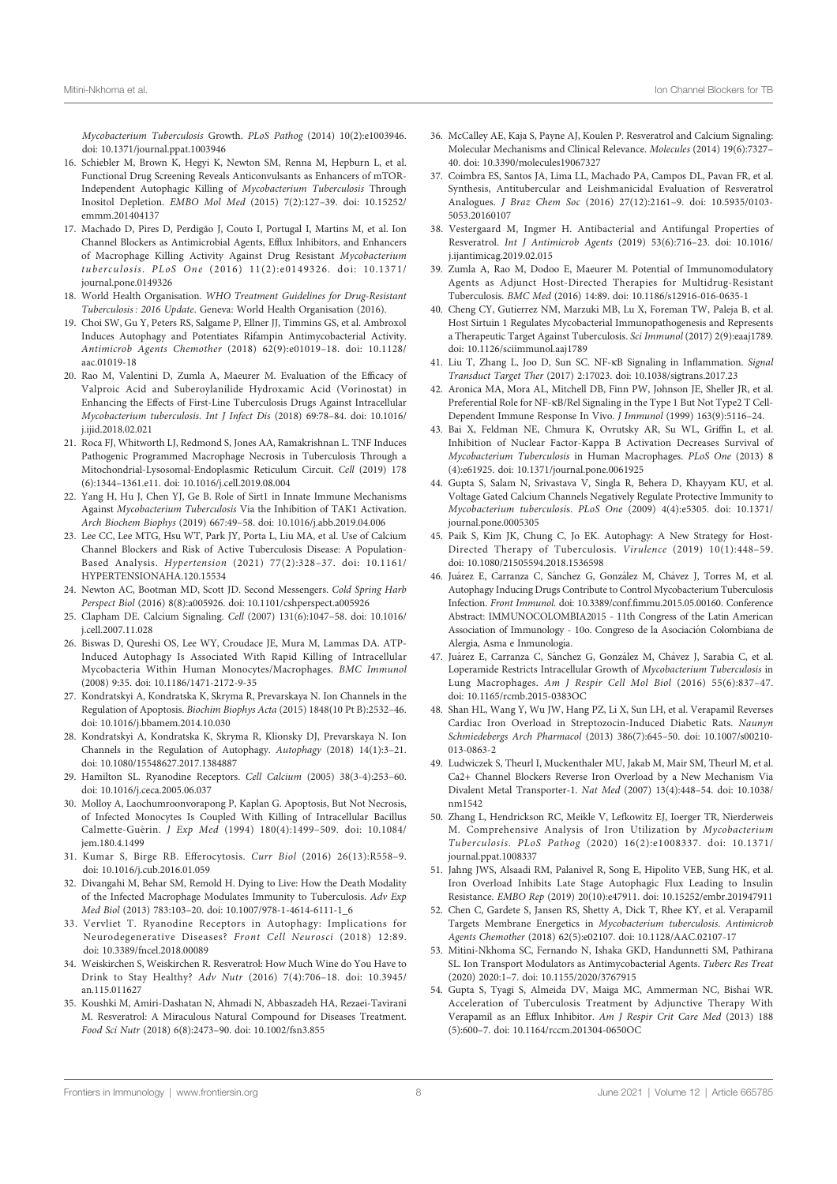*Mycobacterium Tuberculosis* Growth. *PLoS Pathog* (2014) 10(2):e1003946. doi: 10.1371/journal.ppat.1003946

16. Schiebler M, Brown K, Hegyi K, Newton SM, Renna M, Hepburn L, et al. Functional Drug Screening Reveals Anticonvulsants as Enhancers of mTOR-Independent Autophagic Killing of *Mycobacterium Tuberculosis* Through Inositol Depletion. *EMBO Mol Med* (2015) 7(2):127–39. doi: 10.15252/emmm.201404137
17. Machado D, Pires D, Perdigão J, Couto I, Portugal I, Martins M, et al. Ion Channel Blockers as Antimicrobial Agents, Efflux Inhibitors, and Enhancers of Macrophage Killing Activity Against Drug Resistant *Mycobacterium tuberculosis*. *PLoS One* (2016) 11(2):e0149326. doi: 10.1371/journal.pone.0149326
18. World Health Organisation. *WHO Treatment Guidelines for Drug-Resistant Tuberculosis : 2016 Update*. Geneva: World Health Organisation (2016).
19. Choi SW, Gu Y, Peters RS, Salgame P, Ellner JJ, Timmins GS, et al. Ambroxol Induces Autophagy and Potentiates Rifampin Antimycobacterial Activity. *Antimicrob Agents Chemother* (2018) 62(9):e01019–18. doi: 10.1128/aac.01019-18
20. Rao M, Valentini D, Zumla A, Maeurer M. Evaluation of the Efficacy of Valproic Acid and Suberoylanilide Hydroxamic Acid (Vorinostat) in Enhancing the Effects of First-Line Tuberculosis Drugs Against Intracellular *Mycobacterium tuberculosis*. *Int J Infect Dis* (2018) 69:78–84. doi: 10.1016/j.ijid.2018.02.021
21. Roca FJ, Whitworth LJ, Redmond S, Jones AA, Ramakrishnan L. TNF Induces Pathogenic Programmed Macrophage Necrosis in Tuberculosis Through a Mitochondrial-Lysosomal-Endoplasmic Reticulum Circuit. *Cell* (2019) 178 (6):1344–1361.e11. doi: 10.1016/j.cell.2019.08.004
22. Yang H, Hu J, Chen YJ, Ge B. Role of Sirt1 in Innate Immune Mechanisms Against *Mycobacterium Tuberculosis* Via the Inhibition of TAK1 Activation. *Arch Biochem Biophys* (2019) 667:49–58. doi: 10.1016/j.abb.2019.04.006
23. Lee CC, Lee MTG, Hsu WT, Park JY, Porta L, Liu MA, et al. Use of Calcium Channel Blockers and Risk of Active Tuberculosis Disease: A Population-Based Analysis. *Hypertension* (2021) 77(2):328–37. doi: 10.1161/HYPERTENSIONAHA.120.15534
24. Newton AC, Bootman MD, Scott JD. Second Messengers. *Cold Spring Harb Perspect Biol* (2016) 8(8):a005926. doi: 10.1101/cshperspect.a005926
25. Clapham DE. Calcium Signaling. *Cell* (2007) 131(6):1047–58. doi: 10.1016/j.cell.2007.11.028
26. Biswas D, Qureshi OS, Lee WY, Croudace JE, Mura M, Lammas DA. ATP-Induced Autophagy Is Associated With Rapid Killing of Intracellular Mycobacteria Within Human Monocytes/Macrophages. *BMC Immunol* (2008) 9:35. doi: 10.1186/1471-2172-9-35
27. Kondratskyi A, Kondratska K, Skryma R, Prevarskaya N. Ion Channels in the Regulation of Apoptosis. *Biochim Biophys Acta* (2015) 1848(10 Pt B):2532–46. doi: 10.1016/j.bbamem.2014.10.030
28. Kondratskyi A, Kondratska K, Skryma R, Klionsky DJ, Prevarskaya N. Ion Channels in the Regulation of Autophagy. *Autophagy* (2018) 14(1):3–21. doi: 10.1080/15548627.2017.1384887
29. Hamilton SL. Ryanodine Receptors. *Cell Calcium* (2005) 38(3-4):253–60. doi: 10.1016/j.ceca.2005.06.037
30. Molloy A, Laochumroonvorapong P, Kaplan G. Apoptosis, But Not Necrosis, of Infected Monocytes Is Coupled With Killing of Intracellular Bacillus Calmette-Guérin. *J Exp Med* (1994) 180(4):1499–509. doi: 10.1084/jem.180.4.1499
31. Kumar S, Birge RB. Efferocytosis. *Curr Biol* (2016) 26(13):R558–9. doi: 10.1016/j.cub.2016.01.059
32. Divangahi M, Behar SM, Remold H. Dying to Live: How the Death Modality of the Infected Macrophage Modulates Immunity to Tuberculosis. *Adv Exp Med Biol* (2013) 783:103–20. doi: 10.1007/978-1-4614-6111-1_6
33. Vervliet T. Ryanodine Receptors in Autophagy: Implications for Neurodegenerative Diseases? *Front Cell Neurosci* (2018) 12:89. doi: 10.3389/fncel.2018.00089
34. Weiskirchen S, Weiskirchen R. Resveratrol: How Much Wine do You Have to Drink to Stay Healthy? *Adv Nutr* (2016) 7(4):706–18. doi: 10.3945/an.115.011627
35. Koushki M, Amiri-Dashatan N, Ahmadi N, Abbaszadeh HA, Rezaei-Tavirani M. Resveratrol: A Miraculous Natural Compound for Diseases Treatment. *Food Sci Nutr* (2018) 6(8):2473–90. doi: 10.1002/fsn3.855
36. McCalley AE, Kaja S, Payne AJ, Koulen P. Resveratrol and Calcium Signaling: Molecular Mechanisms and Clinical Relevance. *Molecules* (2014) 19(6):7327–40. doi: 10.3390/molecules19067327
37. Coimbra ES, Santos JA, Lima LL, Machado PA, Campos DL, Pavan FR, et al. Synthesis, Antitubercular and Leishmanicidal Evaluation of Resveratrol Analogues. *J Braz Chem Soc* (2016) 27(12):2161–9. doi: 10.5935/0103-5053.20160107
38. Vestergaard M, Ingmer H. Antibacterial and Antifungal Properties of Resveratrol. *Int J Antimicrob Agents* (2019) 53(6):716–23. doi: 10.1016/j.ijantimicag.2019.02.015
39. Zumla A, Rao M, Dodoo E, Maeurer M. Potential of Immunomodulatory Agents as Adjunct Host-Directed Therapies for Multidrug-Resistant Tuberculosis. *BMC Med* (2016) 14:89. doi: 10.1186/s12916-016-0635-1
40. Cheng CY, Gutierrez NM, Marzuki MB, Lu X, Foreman TW, Paleja B, et al. Host Sirtuin 1 Regulates Mycobacterial Immunopathogenesis and Represents a Therapeutic Target Against Tuberculosis. *Sci Immunol* (2017) 2(9):eaaj1789. doi: 10.1126/sciimmunol.aaj1789
41. Liu T, Zhang L, Joo D, Sun SC. NF-κB Signaling in Inflammation. *Signal Transduct Target Ther* (2017) 2:17023. doi: 10.1038/sigtrans.2017.23
42. Aronica MA, Mora AL, Mitchell DB, Finn PW, Johnson JE, Sheller JR, et al. Preferential Role for NF-κB/Rel Signaling in the Type 1 But Not Type2 T Cell-Dependent Immune Response In Vivo. *J Immunol* (1999) 163(9):5116–24.
43. Bai X, Feldman NE, Chmura K, Ovrutsky AR, Su WL, Griffin L, et al. Inhibition of Nuclear Factor-Kappa B Activation Decreases Survival of *Mycobacterium Tuberculosis* in Human Macrophages. *PLoS One* (2013) 8 (4):e61925. doi: 10.1371/journal.pone.0061925
44. Gupta S, Salam N, Srivastava V, Singla R, Behera D, Khayyam KU, et al. Voltage Gated Calcium Channels Negatively Regulate Protective Immunity to *Mycobacterium tuberculosis*. *PLoS One* (2009) 4(4):e5305. doi: 10.1371/journal.pone.0005305
45. Paik S, Kim JK, Chung C, Jo EK. Autophagy: A New Strategy for Host-Directed Therapy of Tuberculosis. *Virulence* (2019) 10(1):448–59. doi: 10.1080/21505594.2018.1536598
46. Juárez E, Carranza C, Sánchez G, González M, Chávez J, Torres M, et al. Autophagy Inducing Drugs Contribute to Control Mycobacterium Tuberculosis Infection. *Front Immunol.* doi: 10.3389/conf.fimmu.2015.05.00160. Conference Abstract: IMMUNOCOLOMBIA2015 - 11th Congress of the Latin American Association of Immunology - 10o. Congreso de la Asociación Colombiana de Alergia, Asma e Inmunología.
47. Juárez E, Carranza C, Sánchez G, González M, Chávez J, Sarabia C, et al. Loperamide Restricts Intracellular Growth of *Mycobacterium Tuberculosis* in Lung Macrophages. *Am J Respir Cell Mol Biol* (2016) 55(6):837–47. doi: 10.1165/rcmb.2015-0383OC
48. Shan HL, Wang Y, Wu JW, Hang PZ, Li X, Sun LH, et al. Verapamil Reverses Cardiac Iron Overload in Streptozocin-Induced Diabetic Rats. *Naunyn Schmiedebergs Arch Pharmacol* (2013) 386(7):645–50. doi: 10.1007/s00210-013-0863-2
49. Ludwiczek S, Theurl I, Muckenthaler MU, Jakab M, Mair SM, Theurl M, et al. Ca2+ Channel Blockers Reverse Iron Overload by a New Mechanism Via Divalent Metal Transporter-1. *Nat Med* (2007) 13(4):448–54. doi: 10.1038/nm1542
50. Zhang L, Hendrickson RC, Meikle V, Lefkowitz EJ, Ioerger TR, Nierderweis M. Comprehensive Analysis of Iron Utilization by *Mycobacterium Tuberculosis*. *PLoS Pathog* (2020) 16(2):e1008337. doi: 10.1371/journal.ppat.1008337
51. Jahng JWS, Alsaadi RM, Palanivel R, Song E, Hipolito VEB, Sung HK, et al. Iron Overload Inhibits Late Stage Autophagic Flux Leading to Insulin Resistance. *EMBO Rep* (2019) 20(10):e47911. doi: 10.15252/embr.201947911
52. Chen C, Gardete S, Jansen RS, Shetty A, Dick T, Rhee KY, et al. Verapamil Targets Membrane Energetics in *Mycobacterium tuberculosis*. *Antimicrob Agents Chemother* (2018) 62(5):e02107. doi: 10.1128/AAC.02107-17
53. Mitini-Nkhoma SC, Fernando N, Ishaka GKD, Handunnetti SM, Pathirana SL. Ion Transport Modulators as Antimycobacterial Agents. *Tuberc Res Treat* (2020) 2020:1–7. doi: 10.1155/2020/3767915
54. Gupta S, Tyagi S, Almeida DV, Maiga MC, Ammerman NC, Bishai WR. Acceleration of Tuberculosis Treatment by Adjunctive Therapy With Verapamil as an Efflux Inhibitor. *Am J Respir Crit Care Med* (2013) 188 (5):600–7. doi: 10.1164/rccm.201304-0650OC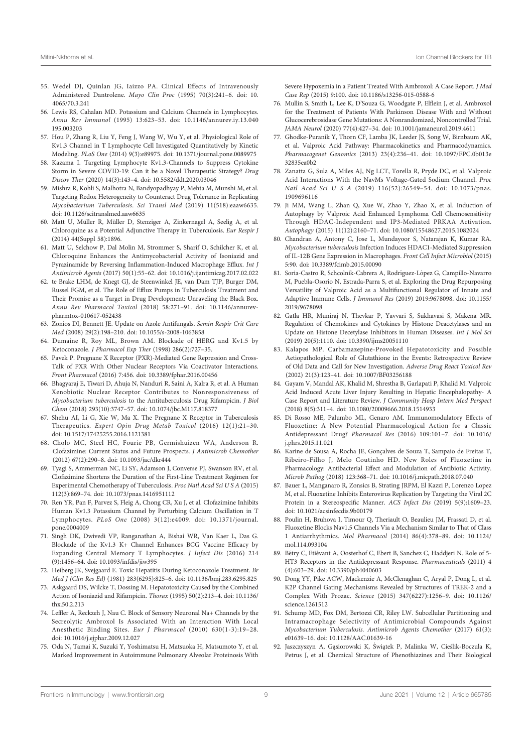55. Wedel DJ, Quinlan JG, Iaizzo PA. Clinical Effects of Intravenously Administered Dantrolene. *Mayo Clin Proc* (1995) 70(3):241–6. doi: 10.4065/70.3.241
56. Lewis RS, Cahalan MD. Potassium and Calcium Channels in Lymphocytes. *Annu Rev Immunol* (1995) 13:623–53. doi: 10.1146/annurev.iy.13.040195.003203
57. Hou P, Zhang R, Liu Y, Feng J, Wang W, Wu Y, et al. Physiological Role of Kv1.3 Channel in T Lymphocyte Cell Investigated Quantitatively by Kinetic Modeling. *PLoS One* (2014) 9(3):e89975. doi: 10.1371/journal.pone.0089975
58. Kazama I. Targeting Lymphocyte Kv1.3-Channels to Suppress Cytokine Storm in Severe COVID-19: Can it be a Novel Therapeutic Strategy? *Drug Discov Ther* (2020) 14(3):143–4. doi: 10.5582/ddt.2020.03046
59. Mishra R, Kohli S, Malhotra N, Bandyopadhyay P, Mehta M, Munshi M, et al. Targeting Redox Heterogeneity to Counteract Drug Tolerance in Replicating *Mycobacterium Tuberculosis*. *Sci Transl Med* (2019) 11(518):eaaw6635. doi: 10.1126/scitranslmed.aaw6635
60. Matt U, Müller R, Müller D, Stenziger A, Zinkernagel A, Seelig A, et al. Chloroquine as a Potential Adjunctive Therapy in Tuberculosis. *Eur Respir J* (2014) 44(Suppl 58):1896.
61. Matt U, Selchow P, Dal Molin M, Strommer S, Sharif O, Schilcher K, et al. Chloroquine Enhances the Antimycobacterial Activity of Isoniazid and Pyrazinamide by Reversing Inflammation-Induced Macrophage Efflux. *Int J Antimicrob Agents* (2017) 50(1):55–62. doi: 10.1016/j.ijantimicag.2017.02.022
62. te Brake LHM, de Knegt GJ, de Steenwinkel JE, van Dam TJP, Burger DM, Russel FGM, et al. The Role of Efflux Pumps in Tuberculosis Treatment and Their Promise as a Target in Drug Development: Unraveling the Black Box. *Annu Rev Pharmacol Toxicol* (2018) 58:271–91. doi: 10.1146/annurev-pharmtox-010617-052438
63. Zonios DI, Bennett JE. Update on Azole Antifungals. *Semin Respir Crit Care Med* (2008) 29(2):198–210. doi: 10.1055/s-2008-1063858
64. Dumaine R, Roy ML, Brown AM. Blockade of HERG and Kv1.5 by Ketoconazole. *J Pharmacol Exp Ther* (1998) 286(2):727–35.
65. Pavek P. Pregnane X Receptor (PXR)-Mediated Gene Repression and Cross-Talk of PXR With Other Nuclear Receptors Via Coactivator Interactions. *Front Pharmacol* (2016) 7:456. doi: 10.3389/fphar.2016.00456
66. Bhagyaraj E, Tiwari D, Ahuja N, Nanduri R, Saini A, Kalra R, et al. A Human Xenobiotic Nuclear Receptor Contributes to Nonresponsiveness of *Mycobacterium tuberculosis* to the Antituberculosis Drug Rifampicin. *J Biol Chem* (2018) 293(10):3747–57. doi: 10.1074/jbc.M117.818377
67. Shehu AI, Li G, Xie W, Ma X. The Pregnane X Receptor in Tuberculosis Therapeutics. *Expert Opin Drug Metab Toxicol* (2016) 12(1):21–30. doi: 10.1517/17425255.2016.1121381
68. Cholo MC, Steel HC, Fourie PB, Germishuizen WA, Anderson R. Clofazimine: Current Status and Future Prospects. *J Antimicrob Chemother* (2012) 67(2):290–8. doi: 10.1093/jac/dkr444
69. Tyagi S, Ammerman NC, Li SY, Adamson J, Converse PJ, Swanson RV, et al. Clofazimine Shortens the Duration of the First-Line Treatment Regimen for Experimental Chemotherapy of Tuberculosis. *Proc Natl Acad Sci U S A* (2015) 112(3):869–74. doi: 10.1073/pnas.1416951112
70. Ren YR, Pan F, Parvez S, Fleig A, Chong CR, Xu J, et al. Clofazimine Inhibits Human Kv1.3 Potassium Channel by Perturbing Calcium Oscillation in T Lymphocytes. *PLoS One* (2008) 3(12):e4009. doi: 10.1371/journal.pone.0004009
71. Singh DK, Dwivedi VP, Ranganathan A, Bishai WR, Van Kaer L, Das G. Blockade of the Kv1.3 K+ Channel Enhances BCG Vaccine Efficacy by Expanding Central Memory T Lymphocytes. *J Infect Dis* (2016) 214(9):1456–64. doi: 10.1093/infdis/jiw395
72. Heiberg JK, Svejgaard E. Toxic Hepatitis During Ketoconazole Treatment. *Br Med J (Clin Res Ed)* (1981) 283(6295):825–6. doi: 10.1136/bmj.283.6295.825
73. Askgaard DS, Wilcke T, Dossing M. Hepatotoxicity Caused by the Combined Action of Isoniazid and Rifampicin. *Thorax* (1995) 50(2):213–4. doi: 10.1136/thx.50.2.213
74. Leffler A, Reckzeh J, Nau C. Block of Sensory Neuronal Na+ Channels by the Secreolytic Ambroxol Is Associated With an Interaction With Local Anesthetic Binding Sites. *Eur J Pharmacol* (2010) 630(1-3):19–28. doi: 10.1016/j.ejphar.2009.12.027
75. Oda N, Tamai K, Suzuki Y, Yoshimatsu H, Matsuoka H, Matsumoto Y, et al. Marked Improvement in Autoimmune Pulmonary Alveolar Proteinosis With Severe Hypoxemia in a Patient Treated With Ambroxol: A Case Report. *J Med Case Rep* (2015) 9:100. doi: 10.1186/s13256-015-0588-6
76. Mullin S, Smith L, Lee K, D'Souza G, Woodgate P, Elflein J, et al. Ambroxol for the Treatment of Patients With Parkinson Disease With and Without Glucocerebrosidase Gene Mutations: A Nonrandomized, Noncontrolled Trial. *JAMA Neurol* (2020) 77(4):427–34. doi: 10.1001/jamaneurol.2019.4611
77. Ghodke-Puranik Y, Thorn CF, Lamba JK, Leeder JS, Song W, Birnbaum AK, et al. Valproic Acid Pathway: Pharmacokinetics and Pharmacodynamics. *Pharmacogenet Genomics* (2013) 23(4):236–41. doi: 10.1097/FPC.0b013e32835ea0b2
78. Zanatta G, Sula A, Miles AJ, Ng LCT, Torella R, Pryde DC, et al. Valproic Acid Interactions With the NavMs Voltage-Gated Sodium Channel. *Proc Natl Acad Sci U S A* (2019) 116(52):26549–54. doi: 10.1073/pnas.1909696116
79. Ji MM, Wang L, Zhan Q, Xue W, Zhao Y, Zhao X, et al. Induction of Autophagy by Valproic Acid Enhanced Lymphoma Cell Chemosensitivity Through HDAC-Independent and IP3-Mediated PRKAA Activation. *Autophagy* (2015) 11(12):2160–71. doi: 10.1080/15548627.2015.1082024
80. Chandran A, Antony C, Jose L, Mundayoor S, Natarajan K, Kumar RA. *Mycobacterium tuberculosis* Infection Induces HDAC1-Mediated Suppression of IL-12B Gene Expression in Macrophages. *Front Cell Infect Microbiol* (2015) 5:90. doi: 10.3389/fcimb.2015.00090
81. Soria-Castro R, Schcolnik-Cabrera A, Rodríguez-López G, Campillo-Navarro M, Puebla-Osorio N, Estrada-Parra S, et al. Exploring the Drug Repurposing Versatility of Valproic Acid as a Multifunctional Regulator of Innate and Adaptive Immune Cells. *J Immunol Res* (2019) 2019:9678098. doi: 10.1155/2019/9678098
82. Gatla HR, Muniraj N, Thevkar P, Yavvari S, Sukhavasi S, Makena MR. Regulation of Chemokines and Cytokines by Histone Deacetylases and an Update on Histone Decetylase Inhibitors in Human Diseases. *Int J Mol Sci* (2019) 20(5):1110. doi: 10.3390/ijms20051110
83. Kalapos MP. Carbamazepine-Provoked Hepatotoxicity and Possible Aetiopathological Role of Glutathione in the Events: Retrospective Review of Old Data and Call for New Investigation. *Adverse Drug React Toxicol Rev* (2002) 21(3):123–41. doi: 10.1007/BF03256188
84. Gayam V, Mandal AK, Khalid M, Shrestha B, Garlapati P, Khalid M. Valproic Acid Induced Acute Liver Injury Resulting in Hepatic Encephalopathy- A Case Report and Literature Review. *J Community Hosp Intern Med Perspect* (2018) 8(5):311–4. doi: 10.1080/20009666.2018.1514933
85. Di Rosso ME, Palumbo ML, Genaro AM. Immunomodulatory Effects of Fluoxetine: A New Potential Pharmacological Action for a Classic Antidepressant Drug? *Pharmacol Res* (2016) 109:101–7. doi: 10.1016/j.phrs.2015.11.021
86. Karine de Sousa A, Rocha JE, Gonçalves de Souza T, Sampaio de Freitas T, Ribeiro-Filho J, Melo Coutinho HD. New Roles of Fluoxetine in Pharmacology: Antibacterial Effect and Modulation of Antibiotic Activity. *Microb Pathog* (2018) 123:368–71. doi: 10.1016/j.micpath.2018.07.040
87. Bauer L, Manganaro R, Zonsics B, Strating JRPM, El Kazzi P, Lorenzo Lopez M, et al. Fluoxetine Inhibits Enterovirus Replication by Targeting the Viral 2C Protein in a Stereospecific Manner. *ACS Infect Dis* (2019) 5(9):1609–23. doi: 10.1021/acsinfecdis.9b00179
88. Poulin H, Bruhova I, Timour Q, Theriault O, Beaulieu JM, Frassati D, et al. Fluoxetine Blocks Nav1.5 Channels Via a Mechanism Similar to That of Class 1 Antiarrhythmics. *Mol Pharmacol* (2014) 86(4):378–89. doi: 10.1124/mol.114.093104
89. Bétry C, Etiévant A, Oosterhof C, Ebert B, Sanchez C, Haddjeri N. Role of 5-HT3 Receptors in the Antidepressant Response. *Pharmaceuticals* (2011) 4(4):603–29. doi: 10.3390/ph4040603
90. Dong YY, Pike ACW, Mackenzie A, McClenaghan C, Aryal P, Dong L, et al. K2P Channel Gating Mechanisms Revealed by Structures of TREK-2 and a Complex With Prozac. *Science* (2015) 347(6227):1256–9. doi: 10.1126/science.1261512
91. Schump MD, Fox DM, Bertozzi CR, Riley LW. Subcellular Partitioning and Intramacrophage Selectivity of Antimicrobial Compounds Against *Mycobacterium Tuberculosis*. *Antimicrob Agents Chemother* (2017) 61(3):e01639–16. doi: 10.1128/AAC.01639-16
92. Jaszczyszyn A, Gąsiorowski K, Świątek P, Malinka W, Cieślik-Boczula K, Petrus J, et al. Chemical Structure of Phenothiazines and Their Biological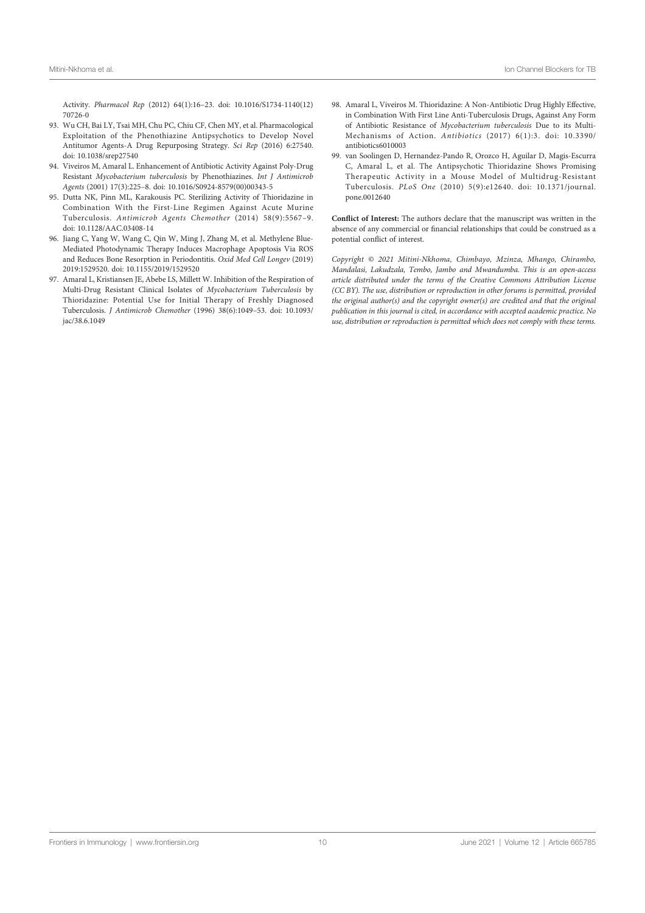Activity. *Pharmacol Rep* (2012) 64(1):16–23. doi: 10.1016/S1734-1140(12)70726-0

93. Wu CH, Bai LY, Tsai MH, Chu PC, Chiu CF, Chen MY, et al. Pharmacological Exploitation of the Phenothiazine Antipsychotics to Develop Novel Antitumor Agents-A Drug Repurposing Strategy. *Sci Rep* (2016) 6:27540. doi: 10.1038/srep27540
94. Viveiros M, Amaral L. Enhancement of Antibiotic Activity Against Poly-Drug Resistant *Mycobacterium tuberculosis* by Phenothiazines. *Int J Antimicrob Agents* (2001) 17(3):225–8. doi: 10.1016/S0924-8579(00)00343-5
95. Dutta NK, Pinn ML, Karakousis PC. Sterilizing Activity of Thioridazine in Combination With the First-Line Regimen Against Acute Murine Tuberculosis. *Antimicrob Agents Chemother* (2014) 58(9):5567–9. doi: 10.1128/AAC.03408-14
96. Jiang C, Yang W, Wang C, Qin W, Ming J, Zhang M, et al. Methylene Blue-Mediated Photodynamic Therapy Induces Macrophage Apoptosis Via ROS and Reduces Bone Resorption in Periodontitis. *Oxid Med Cell Longev* (2019) 2019:1529520. doi: 10.1155/2019/1529520
97. Amaral L, Kristiansen JE, Abebe LS, Millett W. Inhibition of the Respiration of Multi-Drug Resistant Clinical Isolates of *Mycobacterium Tuberculosis* by Thioridazine: Potential Use for Initial Therapy of Freshly Diagnosed Tuberculosis. *J Antimicrob Chemother* (1996) 38(6):1049–53. doi: 10.1093/jac/38.6.1049
98. Amaral L, Viveiros M. Thioridazine: A Non-Antibiotic Drug Highly Effective, in Combination With First Line Anti-Tuberculosis Drugs, Against Any Form of Antibiotic Resistance of *Mycobacterium tuberculosis* Due to its Multi-Mechanisms of Action. *Antibiotics* (2017) 6(1):3. doi: 10.3390/antibiotics6010003
99. van Soolingen D, Hernandez-Pando R, Orozco H, Aguilar D, Magis-Escurra C, Amaral L, et al. The Antipsychotic Thioridazine Shows Promising Therapeutic Activity in a Mouse Model of Multidrug-Resistant Tuberculosis. *PLoS One* (2010) 5(9):e12640. doi: 10.1371/journal.pone.0012640

**Conflict of Interest:** The authors declare that the manuscript was written in the absence of any commercial or financial relationships that could be construed as a potential conflict of interest.

*Copyright © 2021 Mitini-Nkhoma, Chimbayo, Mzinza, Mhango, Chirambo, Mandalasi, Lakudzala, Tembo, Jambo and Mwandumba. This is an open-access article distributed under the terms of the Creative Commons Attribution License (CC BY). The use, distribution or reproduction in other forums is permitted, provided the original author(s) and the copyright owner(s) are credited and that the original publication in this journal is cited, in accordance with accepted academic practice. No use, distribution or reproduction is permitted which does not comply with these terms.*